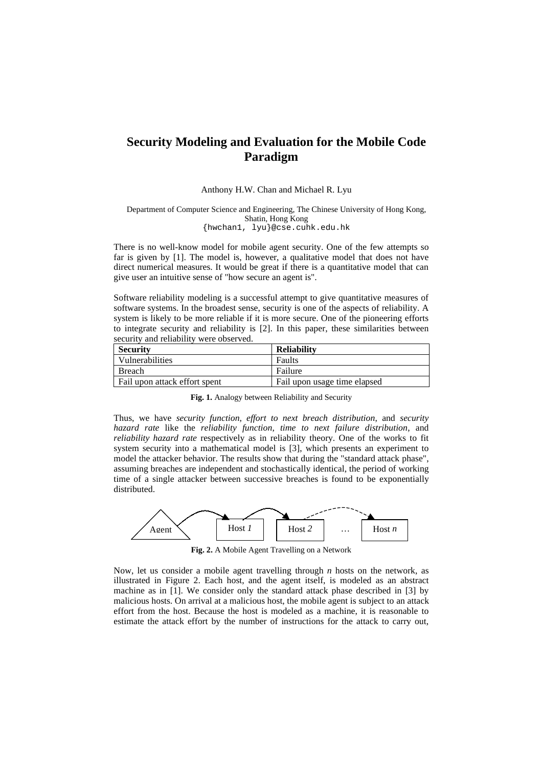# Security Modeling and Evaluation for the Mobile Code Paradigm

Anthony H.W. Chan and Michael R. Lyu

Department of Computer Science and Engineering, The Chinese University of Hong Kong, Shatin, Hong Kong
{hwchan1, lyu}@cse.cuhk.edu.hk

There is no well-know model for mobile agent security. One of the few attempts so far is given by [1]. The model is, however, a qualitative model that does not have direct numerical measures. It would be great if there is a quantitative model that can give user an intuitive sense of "how secure an agent is".

Software reliability modeling is a successful attempt to give quantitative measures of software systems. In the broadest sense, security is one of the aspects of reliability. A system is likely to be more reliable if it is more secure. One of the pioneering efforts to integrate security and reliability is [2]. In this paper, these similarities between security and reliability were observed.

| **Security** | **Reliability** |
|---|---|
| Vulnerabilities | Faults |
| Breach | Failure |
| Fail upon attack effort spent | Fail upon usage time elapsed |

**Fig. 1.** Analogy between Reliability and Security

Thus, we have *security function, effort to next breach distribution*, and *security hazard rate* like the *reliability function, time to next failure distribution*, and *reliability hazard rate* respectively as in reliability theory. One of the works to fit system security into a mathematical model is [3], which presents an experiment to model the attacker behavior. The results show that during the "standard attack phase", assuming breaches are independent and stochastically identical, the period of working time of a single attacker between successive breaches is found to be exponentially distributed.

Agent → Host *1* → Host *2* … Host *n*

**Fig. 2.** A Mobile Agent Travelling on a Network

Now, let us consider a mobile agent travelling through $n$ hosts on the network, as illustrated in Figure 2. Each host, and the agent itself, is modeled as an abstract machine as in [1]. We consider only the standard attack phase described in [3] by malicious hosts. On arrival at a malicious host, the mobile agent is subject to an attack effort from the host. Because the host is modeled as a machine, it is reasonable to estimate the attack effort by the number of instructions for the attack to carry out,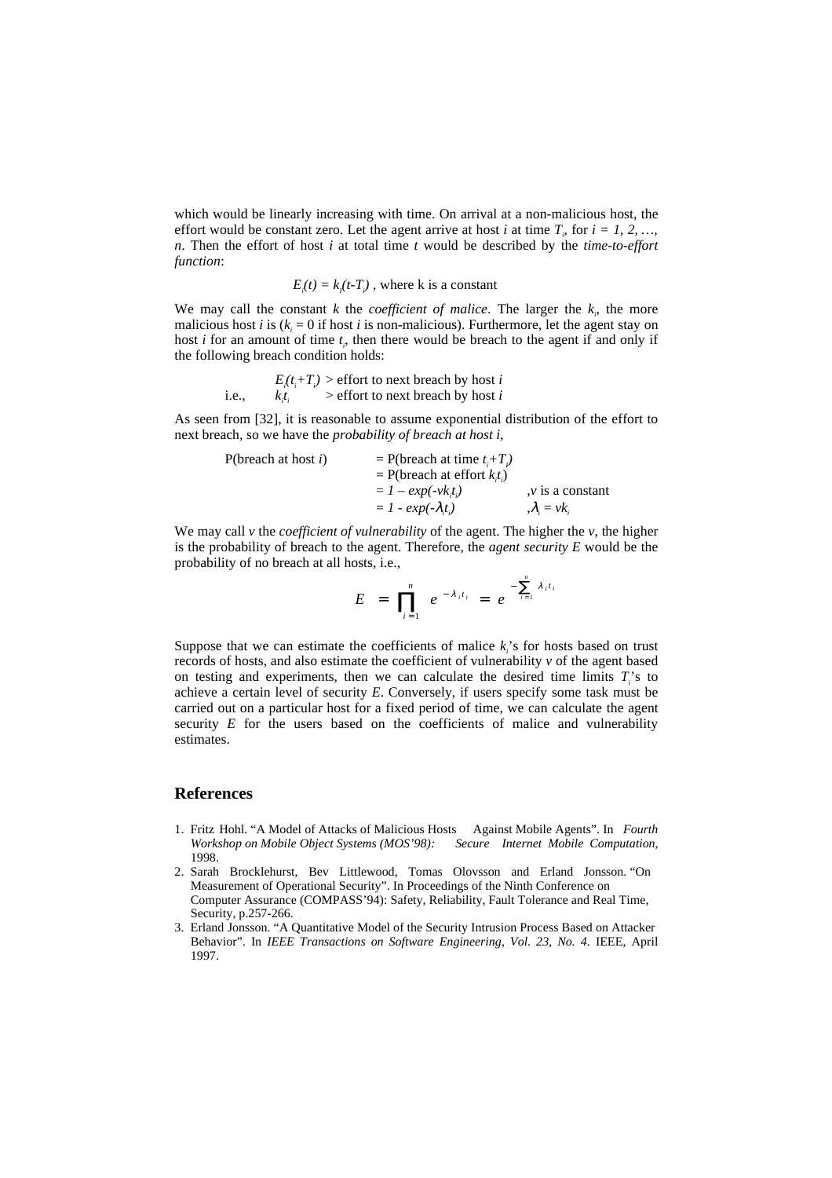which would be linearly increasing with time. On arrival at a non-malicious host, the effort would be constant zero. Let the agent arrive at host $i$ at time $T_i$, for $i = 1, 2, \ldots, n$. Then the effort of host $i$ at total time $t$ would be described by the *time-to-effort function*:

$$E_i(t) = k_i(t-T_i) \text{ , where k is a constant}$$

We may call the constant $k$ the *coefficient of malice*. The larger the $k_i$, the more malicious host $i$ is ($k_i = 0$ if host $i$ is non-malicious). Furthermore, let the agent stay on host $i$ for an amount of time $t_i$, then there would be breach to the agent if and only if the following breach condition holds:

$E_i(t_i+T_i)$ > effort to next breach by host $i$

i.e., $k_it_i$ > effort to next breach by host $i$

As seen from [32], it is reasonable to assume exponential distribution of the effort to next breach, so we have the *probability of breach at host i*,

P(breach at host $i$) = P(breach at time $t_i+T_i$)
= P(breach at effort $k_it_i$)
$= 1 - exp(-vk_it_i)$ ,$v$ is a constant
$= 1 - exp(-\lambda_it_i)$ ,$\lambda_i = vk_i$

We may call $v$ the *coefficient of vulnerability* of the agent. The higher the $v$, the higher is the probability of breach to the agent. Therefore, the *agent security E* would be the probability of no breach at all hosts, i.e.,

$$E = \prod_{i=1}^{n} e^{-\lambda_i t_i} = e^{-\sum_{i=1}^{n} \lambda_i t_i}$$

Suppose that we can estimate the coefficients of malice $k_i$'s for hosts based on trust records of hosts, and also estimate the coefficient of vulnerability $v$ of the agent based on testing and experiments, then we can calculate the desired time limits $T_i$'s to achieve a certain level of security $E$. Conversely, if users specify some task must be carried out on a particular host for a fixed period of time, we can calculate the agent security $E$ for the users based on the coefficients of malice and vulnerability estimates.

## References

1. Fritz Hohl. "A Model of Attacks of Malicious Hosts Against Mobile Agents". In *Fourth Workshop on Mobile Object Systems (MOS'98): Secure Internet Mobile Computation*, 1998.
2. Sarah Brocklehurst, Bev Littlewood, Tomas Olovsson and Erland Jonsson. "On Measurement of Operational Security". In Proceedings of the Ninth Conference on Computer Assurance (COMPASS'94): Safety, Reliability, Fault Tolerance and Real Time, Security, p.257-266.
3. Erland Jonsson. "A Quantitative Model of the Security Intrusion Process Based on Attacker Behavior". In *IEEE Transactions on Software Engineering, Vol. 23, No. 4*. IEEE, April 1997.